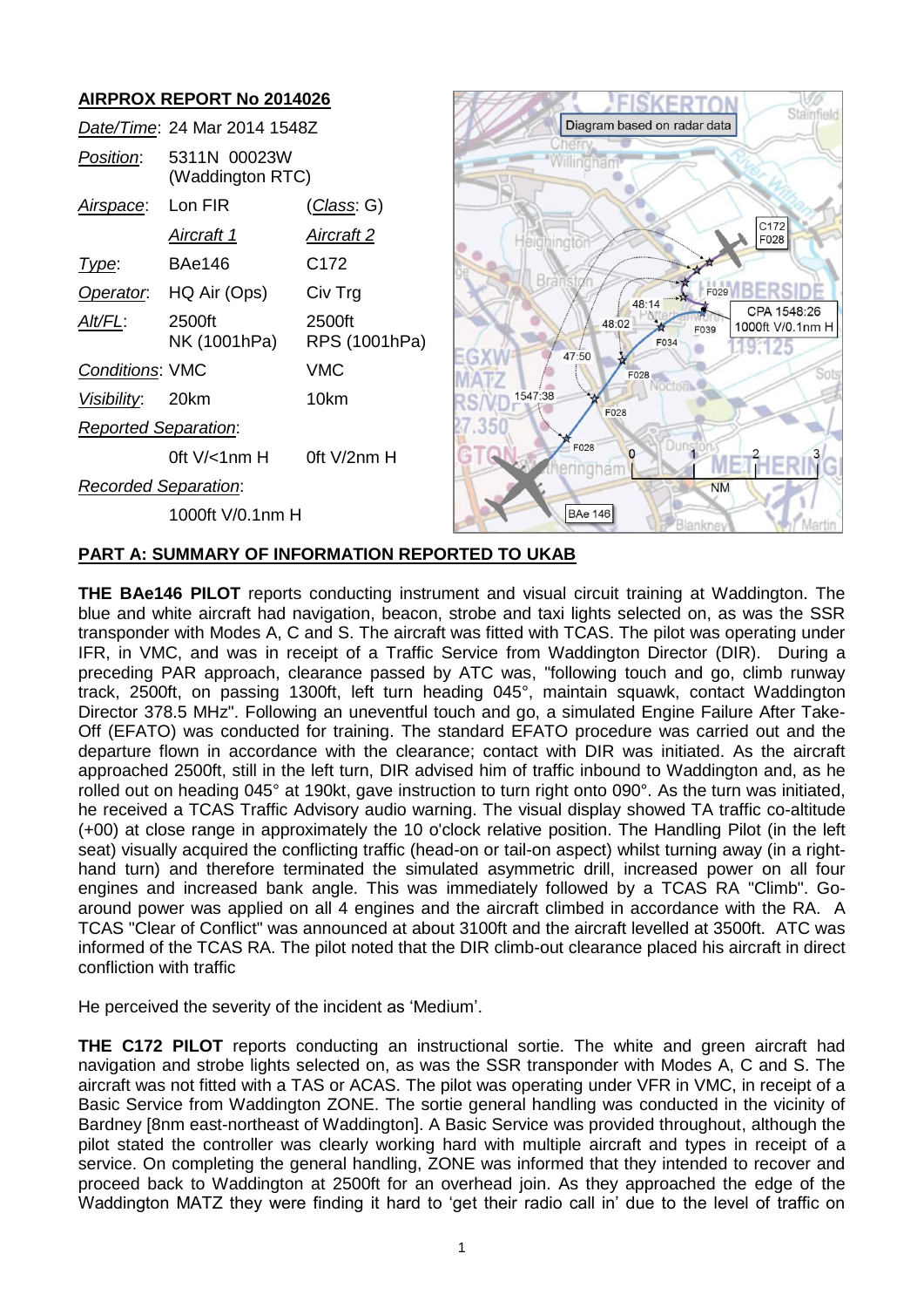## AIRPROX REPORT No 2014026

| | | |
|---|---|---|
| *Date/Time*: | 24 Mar 2014 1548Z | |
| *Position*: | 5311N 00023W (Waddington RTC) | |
| *Airspace*: | Lon FIR | (*Class*: G) |
| | *Aircraft 1* | *Aircraft 2* |
| *Type*: | BAe146 | C172 |
| *Operator*: | HQ Air (Ops) | Civ Trg |
| *Alt/FL*: | 2500ft NK (1001hPa) | 2500ft RPS (1001hPa) |
| *Conditions*: | VMC | VMC |
| *Visibility*: | 20km | 10km |
| *Reported Separation*: | | |
| | 0ft V/<1nm H | 0ft V/2nm H |
| *Recorded Separation*: | | |
| | 1000ft V/0.1nm H | |

## PART A: SUMMARY OF INFORMATION REPORTED TO UKAB

**THE BAe146 PILOT** reports conducting instrument and visual circuit training at Waddington. The blue and white aircraft had navigation, beacon, strobe and taxi lights selected on, as was the SSR transponder with Modes A, C and S. The aircraft was fitted with TCAS. The pilot was operating under IFR, in VMC, and was in receipt of a Traffic Service from Waddington Director (DIR). During a preceding PAR approach, clearance passed by ATC was, "following touch and go, climb runway track, 2500ft, on passing 1300ft, left turn heading 045°, maintain squawk, contact Waddington Director 378.5 MHz". Following an uneventful touch and go, a simulated Engine Failure After Take-Off (EFATO) was conducted for training. The standard EFATO procedure was carried out and the departure flown in accordance with the clearance; contact with DIR was initiated. As the aircraft approached 2500ft, still in the left turn, DIR advised him of traffic inbound to Waddington and, as he rolled out on heading 045° at 190kt, gave instruction to turn right onto 090°. As the turn was initiated, he received a TCAS Traffic Advisory audio warning. The visual display showed TA traffic co-altitude (+00) at close range in approximately the 10 o'clock relative position. The Handling Pilot (in the left seat) visually acquired the conflicting traffic (head-on or tail-on aspect) whilst turning away (in a right-hand turn) and therefore terminated the simulated asymmetric drill, increased power on all four engines and increased bank angle. This was immediately followed by a TCAS RA "Climb". Go-around power was applied on all 4 engines and the aircraft climbed in accordance with the RA. A TCAS "Clear of Conflict" was announced at about 3100ft and the aircraft levelled at 3500ft. ATC was informed of the TCAS RA. The pilot noted that the DIR climb-out clearance placed his aircraft in direct confliction with traffic

He perceived the severity of the incident as 'Medium'.

**THE C172 PILOT** reports conducting an instructional sortie. The white and green aircraft had navigation and strobe lights selected on, as was the SSR transponder with Modes A, C and S. The aircraft was not fitted with a TAS or ACAS. The pilot was operating under VFR in VMC, in receipt of a Basic Service from Waddington ZONE. The sortie general handling was conducted in the vicinity of Bardney [8nm east-northeast of Waddington]. A Basic Service was provided throughout, although the pilot stated the controller was clearly working hard with multiple aircraft and types in receipt of a service. On completing the general handling, ZONE was informed that they intended to recover and proceed back to Waddington at 2500ft for an overhead join. As they approached the edge of the Waddington MATZ they were finding it hard to 'get their radio call in' due to the level of traffic on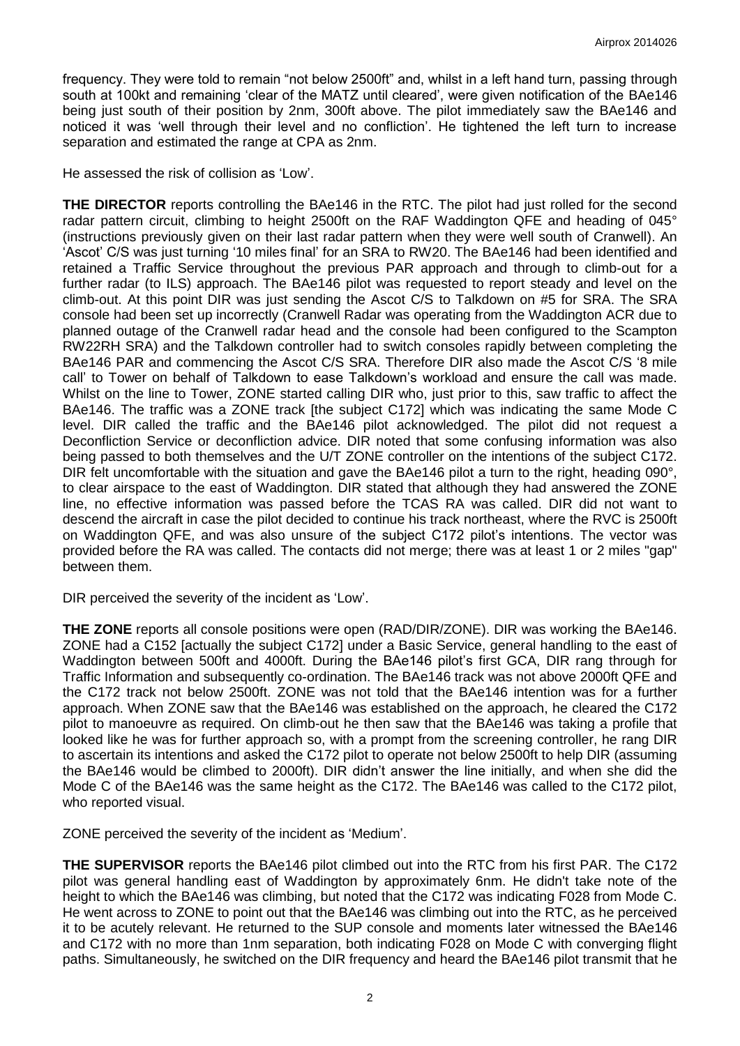frequency. They were told to remain "not below 2500ft" and, whilst in a left hand turn, passing through south at 100kt and remaining 'clear of the MATZ until cleared', were given notification of the BAe146 being just south of their position by 2nm, 300ft above. The pilot immediately saw the BAe146 and noticed it was 'well through their level and no confliction'. He tightened the left turn to increase separation and estimated the range at CPA as 2nm.

He assessed the risk of collision as 'Low'.

**THE DIRECTOR** reports controlling the BAe146 in the RTC. The pilot had just rolled for the second radar pattern circuit, climbing to height 2500ft on the RAF Waddington QFE and heading of 045° (instructions previously given on their last radar pattern when they were well south of Cranwell). An 'Ascot' C/S was just turning '10 miles final' for an SRA to RW20. The BAe146 had been identified and retained a Traffic Service throughout the previous PAR approach and through to climb-out for a further radar (to ILS) approach. The BAe146 pilot was requested to report steady and level on the climb-out. At this point DIR was just sending the Ascot C/S to Talkdown on #5 for SRA. The SRA console had been set up incorrectly (Cranwell Radar was operating from the Waddington ACR due to planned outage of the Cranwell radar head and the console had been configured to the Scampton RW22RH SRA) and the Talkdown controller had to switch consoles rapidly between completing the BAe146 PAR and commencing the Ascot C/S SRA. Therefore DIR also made the Ascot C/S '8 mile call' to Tower on behalf of Talkdown to ease Talkdown's workload and ensure the call was made. Whilst on the line to Tower, ZONE started calling DIR who, just prior to this, saw traffic to affect the BAe146. The traffic was a ZONE track [the subject C172] which was indicating the same Mode C level. DIR called the traffic and the BAe146 pilot acknowledged. The pilot did not request a Deconfliction Service or deconfliction advice. DIR noted that some confusing information was also being passed to both themselves and the U/T ZONE controller on the intentions of the subject C172. DIR felt uncomfortable with the situation and gave the BAe146 pilot a turn to the right, heading 090°, to clear airspace to the east of Waddington. DIR stated that although they had answered the ZONE line, no effective information was passed before the TCAS RA was called. DIR did not want to descend the aircraft in case the pilot decided to continue his track northeast, where the RVC is 2500ft on Waddington QFE, and was also unsure of the subject C172 pilot's intentions. The vector was provided before the RA was called. The contacts did not merge; there was at least 1 or 2 miles "gap" between them.

DIR perceived the severity of the incident as 'Low'.

**THE ZONE** reports all console positions were open (RAD/DIR/ZONE). DIR was working the BAe146. ZONE had a C152 [actually the subject C172] under a Basic Service, general handling to the east of Waddington between 500ft and 4000ft. During the BAe146 pilot's first GCA, DIR rang through for Traffic Information and subsequently co-ordination. The BAe146 track was not above 2000ft QFE and the C172 track not below 2500ft. ZONE was not told that the BAe146 intention was for a further approach. When ZONE saw that the BAe146 was established on the approach, he cleared the C172 pilot to manoeuvre as required. On climb-out he then saw that the BAe146 was taking a profile that looked like he was for further approach so, with a prompt from the screening controller, he rang DIR to ascertain its intentions and asked the C172 pilot to operate not below 2500ft to help DIR (assuming the BAe146 would be climbed to 2000ft). DIR didn't answer the line initially, and when she did the Mode C of the BAe146 was the same height as the C172. The BAe146 was called to the C172 pilot, who reported visual.

ZONE perceived the severity of the incident as 'Medium'.

**THE SUPERVISOR** reports the BAe146 pilot climbed out into the RTC from his first PAR. The C172 pilot was general handling east of Waddington by approximately 6nm. He didn't take note of the height to which the BAe146 was climbing, but noted that the C172 was indicating F028 from Mode C. He went across to ZONE to point out that the BAe146 was climbing out into the RTC, as he perceived it to be acutely relevant. He returned to the SUP console and moments later witnessed the BAe146 and C172 with no more than 1nm separation, both indicating F028 on Mode C with converging flight paths. Simultaneously, he switched on the DIR frequency and heard the BAe146 pilot transmit that he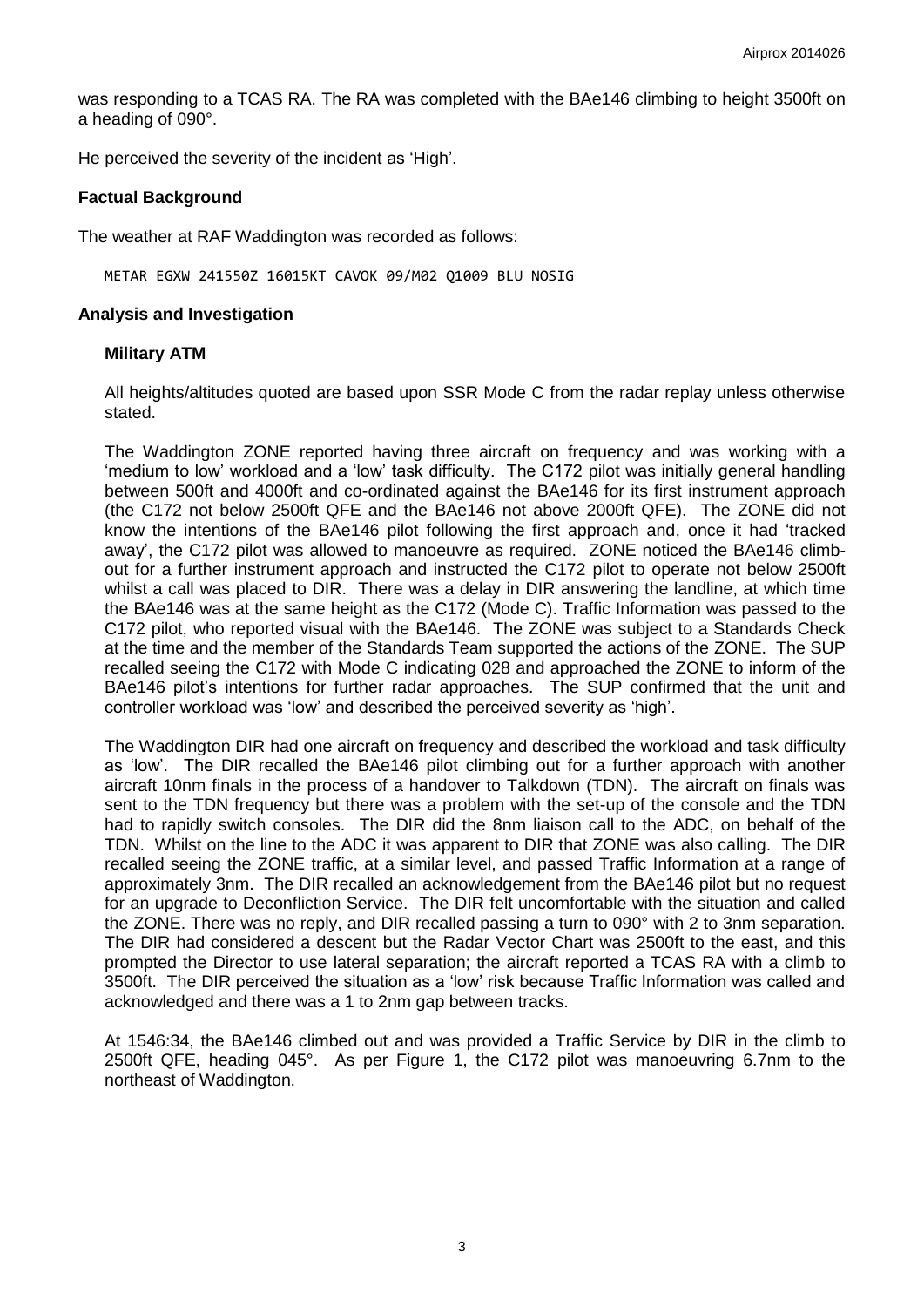was responding to a TCAS RA. The RA was completed with the BAe146 climbing to height 3500ft on a heading of 090°.

He perceived the severity of the incident as 'High'.

## Factual Background

The weather at RAF Waddington was recorded as follows:

```
METAR EGXW 241550Z 16015KT CAVOK 09/M02 Q1009 BLU NOSIG
```

## Analysis and Investigation

### Military ATM

All heights/altitudes quoted are based upon SSR Mode C from the radar replay unless otherwise stated.

The Waddington ZONE reported having three aircraft on frequency and was working with a 'medium to low' workload and a 'low' task difficulty. The C172 pilot was initially general handling between 500ft and 4000ft and co-ordinated against the BAe146 for its first instrument approach (the C172 not below 2500ft QFE and the BAe146 not above 2000ft QFE). The ZONE did not know the intentions of the BAe146 pilot following the first approach and, once it had 'tracked away', the C172 pilot was allowed to manoeuvre as required. ZONE noticed the BAe146 climb-out for a further instrument approach and instructed the C172 pilot to operate not below 2500ft whilst a call was placed to DIR. There was a delay in DIR answering the landline, at which time the BAe146 was at the same height as the C172 (Mode C). Traffic Information was passed to the C172 pilot, who reported visual with the BAe146. The ZONE was subject to a Standards Check at the time and the member of the Standards Team supported the actions of the ZONE. The SUP recalled seeing the C172 with Mode C indicating 028 and approached the ZONE to inform of the BAe146 pilot's intentions for further radar approaches. The SUP confirmed that the unit and controller workload was 'low' and described the perceived severity as 'high'.

The Waddington DIR had one aircraft on frequency and described the workload and task difficulty as 'low'. The DIR recalled the BAe146 pilot climbing out for a further approach with another aircraft 10nm finals in the process of a handover to Talkdown (TDN). The aircraft on finals was sent to the TDN frequency but there was a problem with the set-up of the console and the TDN had to rapidly switch consoles. The DIR did the 8nm liaison call to the ADC, on behalf of the TDN. Whilst on the line to the ADC it was apparent to DIR that ZONE was also calling. The DIR recalled seeing the ZONE traffic, at a similar level, and passed Traffic Information at a range of approximately 3nm. The DIR recalled an acknowledgement from the BAe146 pilot but no request for an upgrade to Deconfliction Service. The DIR felt uncomfortable with the situation and called the ZONE. There was no reply, and DIR recalled passing a turn to 090° with 2 to 3nm separation. The DIR had considered a descent but the Radar Vector Chart was 2500ft to the east, and this prompted the Director to use lateral separation; the aircraft reported a TCAS RA with a climb to 3500ft. The DIR perceived the situation as a 'low' risk because Traffic Information was called and acknowledged and there was a 1 to 2nm gap between tracks.

At 1546:34, the BAe146 climbed out and was provided a Traffic Service by DIR in the climb to 2500ft QFE, heading 045°. As per Figure 1, the C172 pilot was manoeuvring 6.7nm to the northeast of Waddington.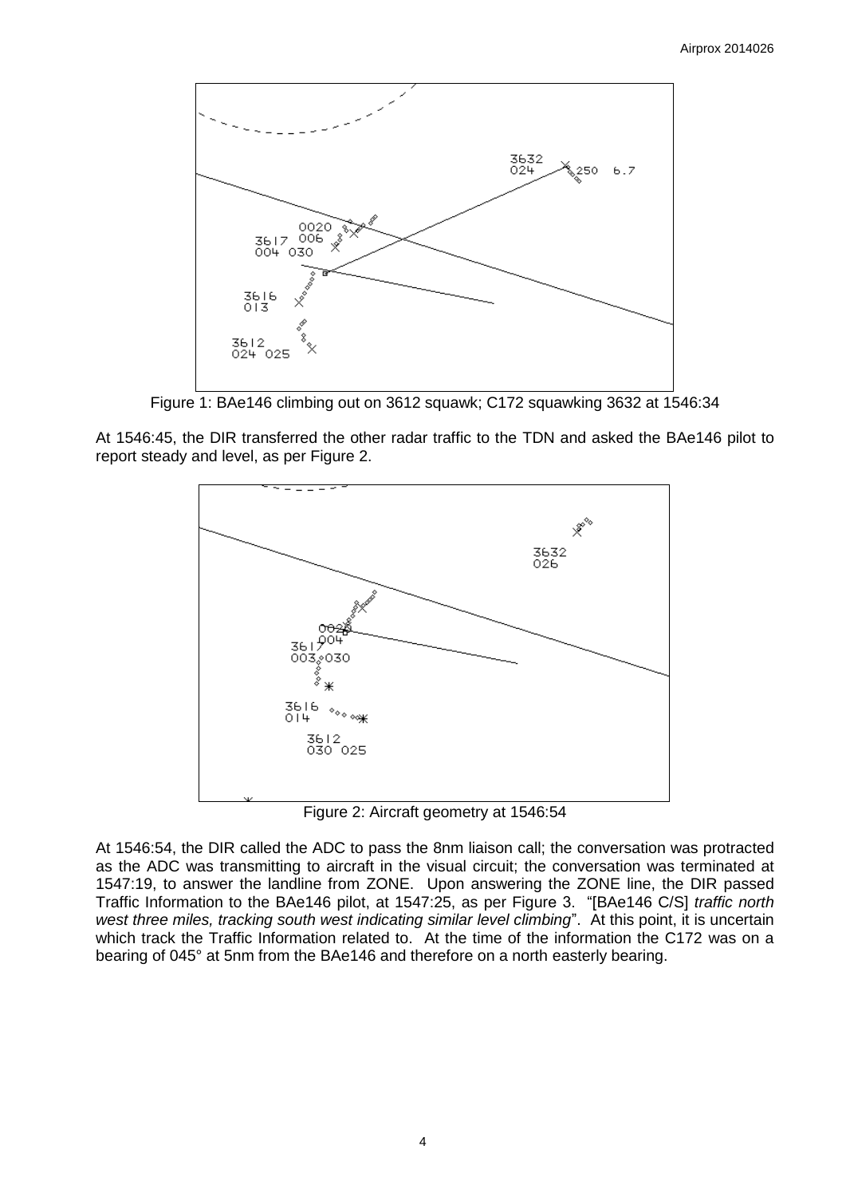Figure 1: BAe146 climbing out on 3612 squawk; C172 squawking 3632 at 1546:34

At 1546:45, the DIR transferred the other radar traffic to the TDN and asked the BAe146 pilot to report steady and level, as per Figure 2.

Figure 2: Aircraft geometry at 1546:54

At 1546:54, the DIR called the ADC to pass the 8nm liaison call; the conversation was protracted as the ADC was transmitting to aircraft in the visual circuit; the conversation was terminated at 1547:19, to answer the landline from ZONE. Upon answering the ZONE line, the DIR passed Traffic Information to the BAe146 pilot, at 1547:25, as per Figure 3. "[BAe146 C/S] *traffic north west three miles, tracking south west indicating similar level climbing*". At this point, it is uncertain which track the Traffic Information related to. At the time of the information the C172 was on a bearing of 045° at 5nm from the BAe146 and therefore on a north easterly bearing.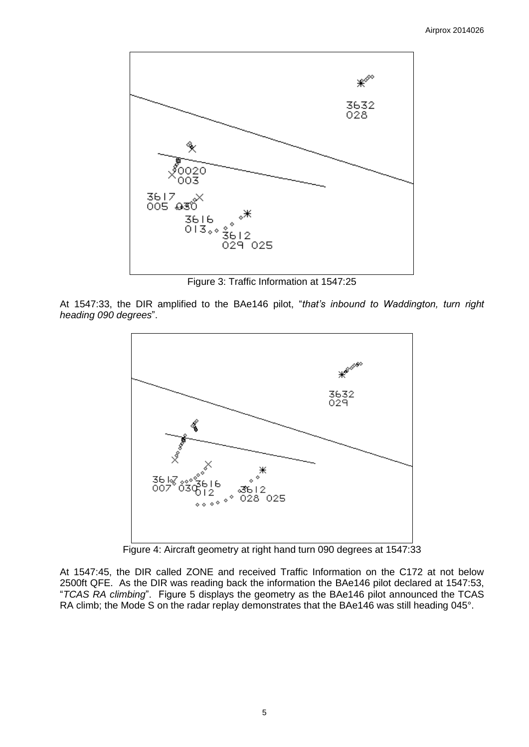Figure 3: Traffic Information at 1547:25

At 1547:33, the DIR amplified to the BAe146 pilot, "*that's inbound to Waddington, turn right heading 090 degrees*".

Figure 4: Aircraft geometry at right hand turn 090 degrees at 1547:33

At 1547:45, the DIR called ZONE and received Traffic Information on the C172 at not below 2500ft QFE. As the DIR was reading back the information the BAe146 pilot declared at 1547:53, "*TCAS RA climbing*". Figure 5 displays the geometry as the BAe146 pilot announced the TCAS RA climb; the Mode S on the radar replay demonstrates that the BAe146 was still heading 045°.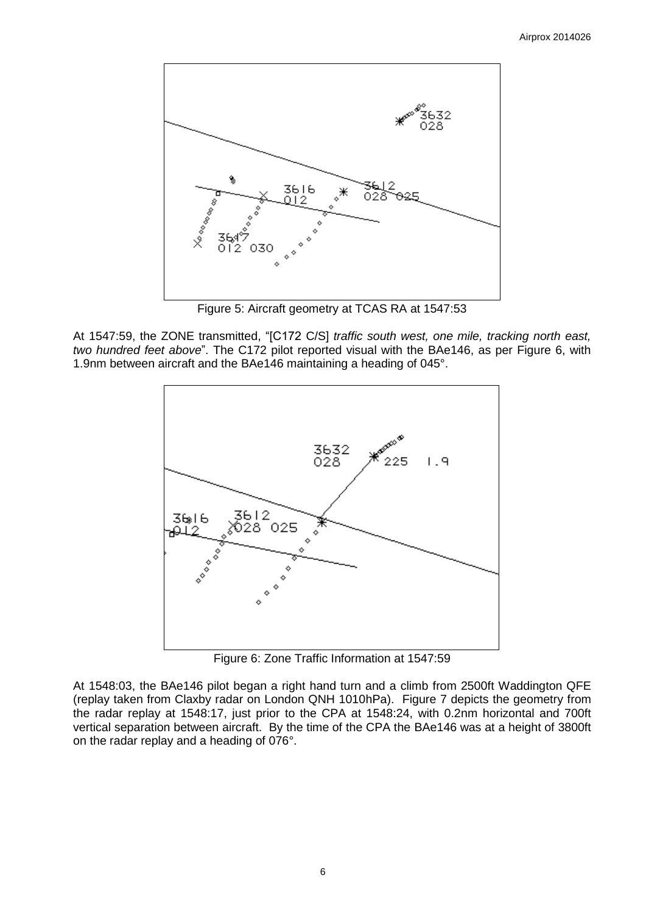Figure 5: Aircraft geometry at TCAS RA at 1547:53

At 1547:59, the ZONE transmitted, "[C172 C/S] *traffic south west, one mile, tracking north east, two hundred feet above*". The C172 pilot reported visual with the BAe146, as per Figure 6, with 1.9nm between aircraft and the BAe146 maintaining a heading of 045°.

Figure 6: Zone Traffic Information at 1547:59

At 1548:03, the BAe146 pilot began a right hand turn and a climb from 2500ft Waddington QFE (replay taken from Claxby radar on London QNH 1010hPa). Figure 7 depicts the geometry from the radar replay at 1548:17, just prior to the CPA at 1548:24, with 0.2nm horizontal and 700ft vertical separation between aircraft. By the time of the CPA the BAe146 was at a height of 3800ft on the radar replay and a heading of 076°.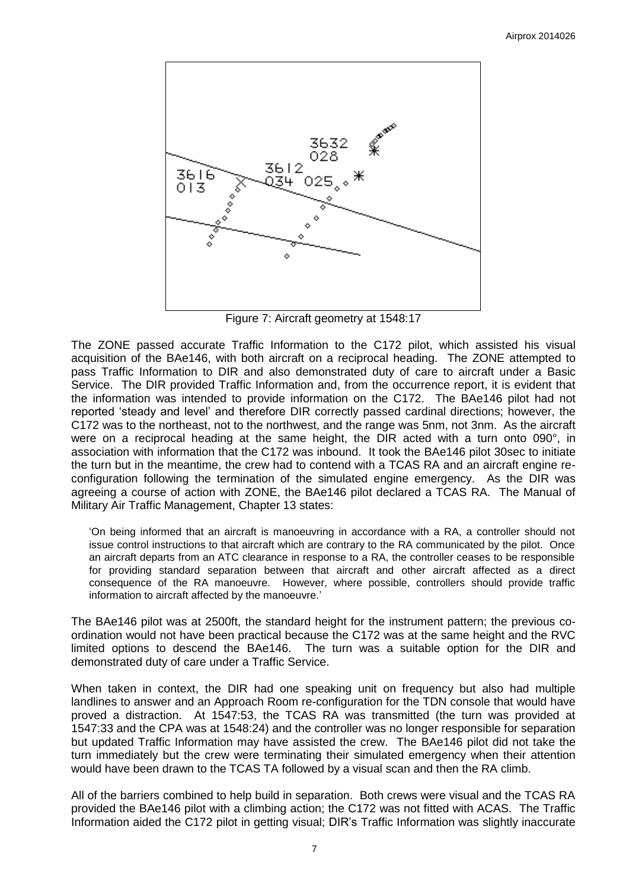Figure 7: Aircraft geometry at 1548:17

The ZONE passed accurate Traffic Information to the C172 pilot, which assisted his visual acquisition of the BAe146, with both aircraft on a reciprocal heading. The ZONE attempted to pass Traffic Information to DIR and also demonstrated duty of care to aircraft under a Basic Service. The DIR provided Traffic Information and, from the occurrence report, it is evident that the information was intended to provide information on the C172. The BAe146 pilot had not reported 'steady and level' and therefore DIR correctly passed cardinal directions; however, the C172 was to the northeast, not to the northwest, and the range was 5nm, not 3nm. As the aircraft were on a reciprocal heading at the same height, the DIR acted with a turn onto 090°, in association with information that the C172 was inbound. It took the BAe146 pilot 30sec to initiate the turn but in the meantime, the crew had to contend with a TCAS RA and an aircraft engine re-configuration following the termination of the simulated engine emergency. As the DIR was agreeing a course of action with ZONE, the BAe146 pilot declared a TCAS RA. The Manual of Military Air Traffic Management, Chapter 13 states:

> 'On being informed that an aircraft is manoeuvring in accordance with a RA, a controller should not issue control instructions to that aircraft which are contrary to the RA communicated by the pilot. Once an aircraft departs from an ATC clearance in response to a RA, the controller ceases to be responsible for providing standard separation between that aircraft and other aircraft affected as a direct consequence of the RA manoeuvre. However, where possible, controllers should provide traffic information to aircraft affected by the manoeuvre.'

The BAe146 pilot was at 2500ft, the standard height for the instrument pattern; the previous co-ordination would not have been practical because the C172 was at the same height and the RVC limited options to descend the BAe146. The turn was a suitable option for the DIR and demonstrated duty of care under a Traffic Service.

When taken in context, the DIR had one speaking unit on frequency but also had multiple landlines to answer and an Approach Room re-configuration for the TDN console that would have proved a distraction. At 1547:53, the TCAS RA was transmitted (the turn was provided at 1547:33 and the CPA was at 1548:24) and the controller was no longer responsible for separation but updated Traffic Information may have assisted the crew. The BAe146 pilot did not take the turn immediately but the crew were terminating their simulated emergency when their attention would have been drawn to the TCAS TA followed by a visual scan and then the RA climb.

All of the barriers combined to help build in separation. Both crews were visual and the TCAS RA provided the BAe146 pilot with a climbing action; the C172 was not fitted with ACAS. The Traffic Information aided the C172 pilot in getting visual; DIR's Traffic Information was slightly inaccurate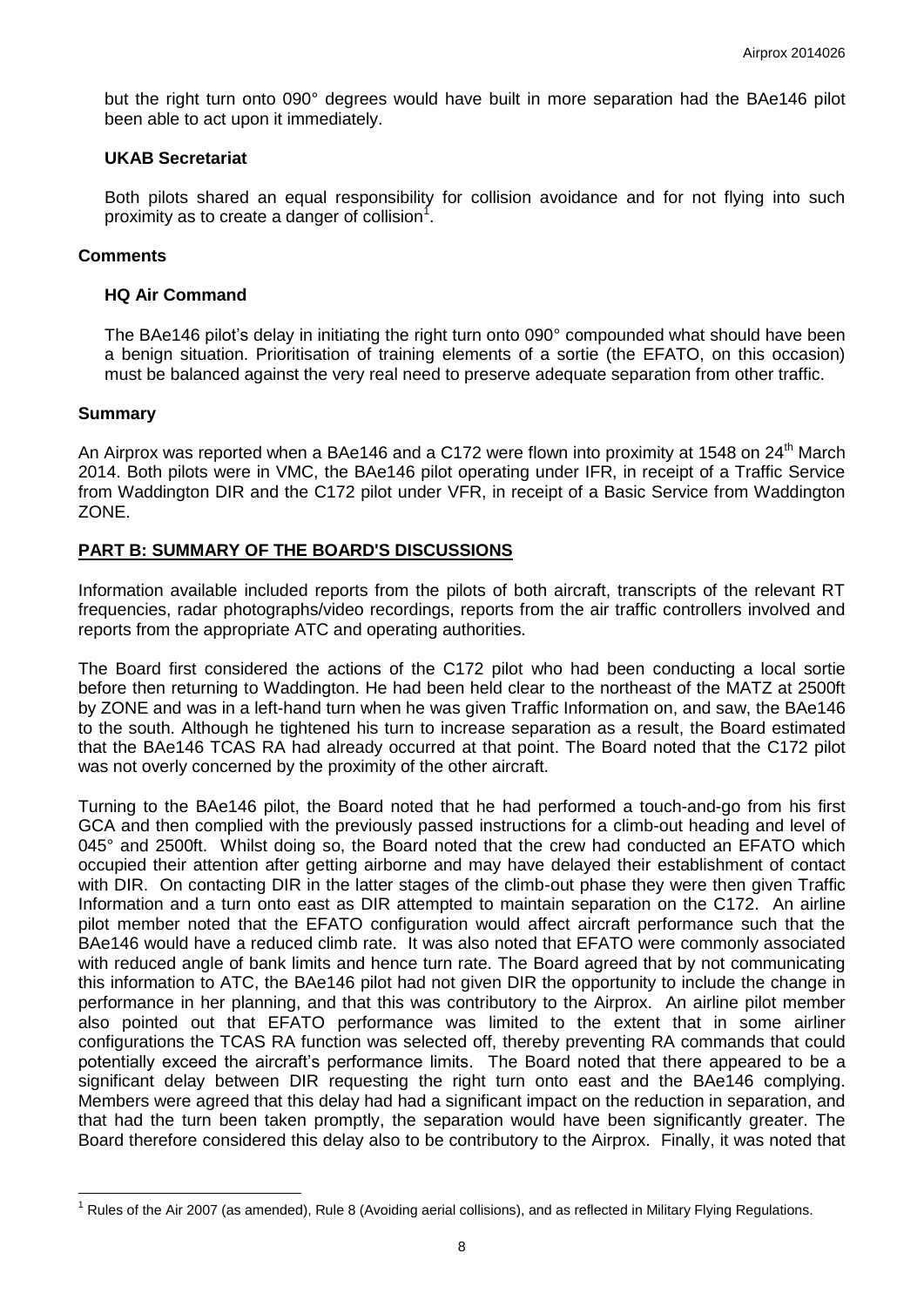but the right turn onto 090° degrees would have built in more separation had the BAe146 pilot been able to act upon it immediately.

### UKAB Secretariat

Both pilots shared an equal responsibility for collision avoidance and for not flying into such proximity as to create a danger of collision[1].

## Comments

### HQ Air Command

The BAe146 pilot's delay in initiating the right turn onto 090° compounded what should have been a benign situation. Prioritisation of training elements of a sortie (the EFATO, on this occasion) must be balanced against the very real need to preserve adequate separation from other traffic.

## Summary

An Airprox was reported when a BAe146 and a C172 were flown into proximity at 1548 on 24th March 2014. Both pilots were in VMC, the BAe146 pilot operating under IFR, in receipt of a Traffic Service from Waddington DIR and the C172 pilot under VFR, in receipt of a Basic Service from Waddington ZONE.

## PART B: SUMMARY OF THE BOARD'S DISCUSSIONS

Information available included reports from the pilots of both aircraft, transcripts of the relevant RT frequencies, radar photographs/video recordings, reports from the air traffic controllers involved and reports from the appropriate ATC and operating authorities.

The Board first considered the actions of the C172 pilot who had been conducting a local sortie before then returning to Waddington. He had been held clear to the northeast of the MATZ at 2500ft by ZONE and was in a left-hand turn when he was given Traffic Information on, and saw, the BAe146 to the south. Although he tightened his turn to increase separation as a result, the Board estimated that the BAe146 TCAS RA had already occurred at that point. The Board noted that the C172 pilot was not overly concerned by the proximity of the other aircraft.

Turning to the BAe146 pilot, the Board noted that he had performed a touch-and-go from his first GCA and then complied with the previously passed instructions for a climb-out heading and level of 045° and 2500ft. Whilst doing so, the Board noted that the crew had conducted an EFATO which occupied their attention after getting airborne and may have delayed their establishment of contact with DIR. On contacting DIR in the latter stages of the climb-out phase they were then given Traffic Information and a turn onto east as DIR attempted to maintain separation on the C172. An airline pilot member noted that the EFATO configuration would affect aircraft performance such that the BAe146 would have a reduced climb rate. It was also noted that EFATO were commonly associated with reduced angle of bank limits and hence turn rate. The Board agreed that by not communicating this information to ATC, the BAe146 pilot had not given DIR the opportunity to include the change in performance in her planning, and that this was contributory to the Airprox. An airline pilot member also pointed out that EFATO performance was limited to the extent that in some airliner configurations the TCAS RA function was selected off, thereby preventing RA commands that could potentially exceed the aircraft's performance limits. The Board noted that there appeared to be a significant delay between DIR requesting the right turn onto east and the BAe146 complying. Members were agreed that this delay had had a significant impact on the reduction in separation, and that had the turn been taken promptly, the separation would have been significantly greater. The Board therefore considered this delay also to be contributory to the Airprox. Finally, it was noted that

[1] Rules of the Air 2007 (as amended), Rule 8 (Avoiding aerial collisions), and as reflected in Military Flying Regulations.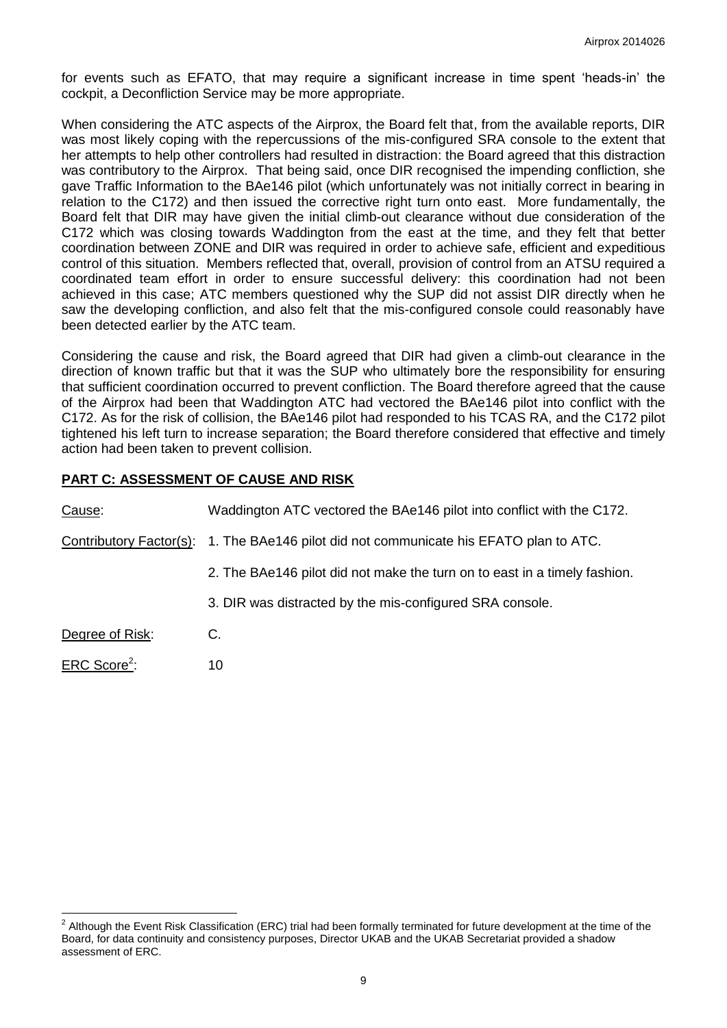for events such as EFATO, that may require a significant increase in time spent 'heads-in' the cockpit, a Deconfliction Service may be more appropriate.

When considering the ATC aspects of the Airprox, the Board felt that, from the available reports, DIR was most likely coping with the repercussions of the mis-configured SRA console to the extent that her attempts to help other controllers had resulted in distraction: the Board agreed that this distraction was contributory to the Airprox. That being said, once DIR recognised the impending confliction, she gave Traffic Information to the BAe146 pilot (which unfortunately was not initially correct in bearing in relation to the C172) and then issued the corrective right turn onto east. More fundamentally, the Board felt that DIR may have given the initial climb-out clearance without due consideration of the C172 which was closing towards Waddington from the east at the time, and they felt that better coordination between ZONE and DIR was required in order to achieve safe, efficient and expeditious control of this situation. Members reflected that, overall, provision of control from an ATSU required a coordinated team effort in order to ensure successful delivery: this coordination had not been achieved in this case; ATC members questioned why the SUP did not assist DIR directly when he saw the developing confliction, and also felt that the mis-configured console could reasonably have been detected earlier by the ATC team.

Considering the cause and risk, the Board agreed that DIR had given a climb-out clearance in the direction of known traffic but that it was the SUP who ultimately bore the responsibility for ensuring that sufficient coordination occurred to prevent confliction. The Board therefore agreed that the cause of the Airprox had been that Waddington ATC had vectored the BAe146 pilot into conflict with the C172. As for the risk of collision, the BAe146 pilot had responded to his TCAS RA, and the C172 pilot tightened his left turn to increase separation; the Board therefore considered that effective and timely action had been taken to prevent collision.

## PART C: ASSESSMENT OF CAUSE AND RISK

Cause: Waddington ATC vectored the BAe146 pilot into conflict with the C172.

Contributory Factor(s):
1. The BAe146 pilot did not communicate his EFATO plan to ATC.
2. The BAe146 pilot did not make the turn on to east in a timely fashion.
3. DIR was distracted by the mis-configured SRA console.

Degree of Risk: C.

ERC Score[2]: 10

[2] Although the Event Risk Classification (ERC) trial had been formally terminated for future development at the time of the Board, for data continuity and consistency purposes, Director UKAB and the UKAB Secretariat provided a shadow assessment of ERC.